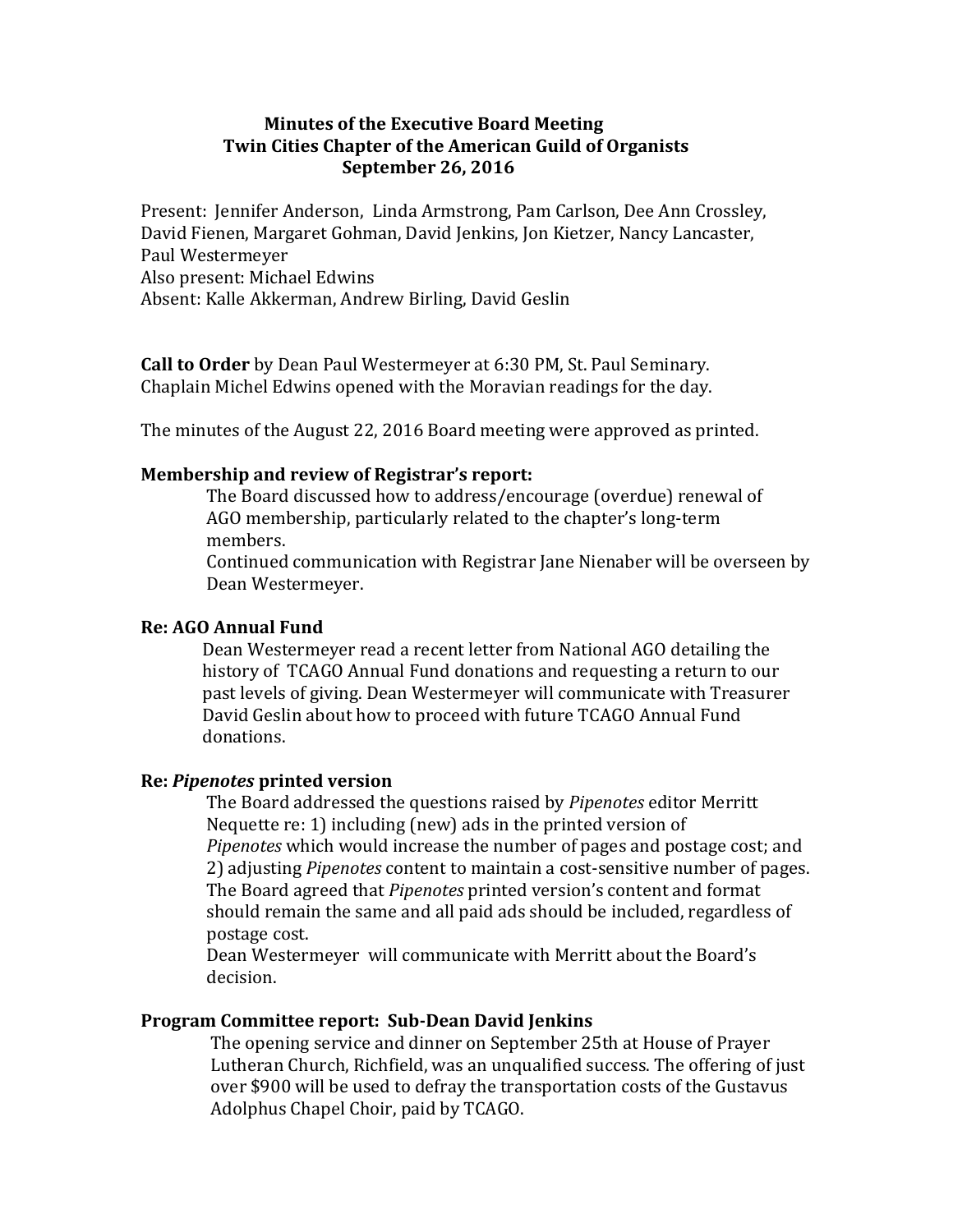**Minutes of the Executive Board Meeting**
**Twin Cities Chapter of the American Guild of Organists**
**September 26, 2016**

Present: Jennifer Anderson, Linda Armstrong, Pam Carlson, Dee Ann Crossley, David Fienen, Margaret Gohman, David Jenkins, Jon Kietzer, Nancy Lancaster, Paul Westermeyer
Also present: Michael Edwins
Absent: Kalle Akkerman, Andrew Birling, David Geslin

**Call to Order** by Dean Paul Westermeyer at 6:30 PM, St. Paul Seminary. Chaplain Michel Edwins opened with the Moravian readings for the day.

The minutes of the August 22, 2016 Board meeting were approved as printed.

**Membership and review of Registrar's report:**

The Board discussed how to address/encourage (overdue) renewal of AGO membership, particularly related to the chapter's long-term members.
Continued communication with Registrar Jane Nienaber will be overseen by Dean Westermeyer.

**Re: AGO Annual Fund**

Dean Westermeyer read a recent letter from National AGO detailing the history of TCAGO Annual Fund donations and requesting a return to our past levels of giving. Dean Westermeyer will communicate with Treasurer David Geslin about how to proceed with future TCAGO Annual Fund donations.

**Re: *Pipenotes* printed version**

The Board addressed the questions raised by *Pipenotes* editor Merritt Nequette re: 1) including (new) ads in the printed version of *Pipenotes* which would increase the number of pages and postage cost; and 2) adjusting *Pipenotes* content to maintain a cost-sensitive number of pages. The Board agreed that *Pipenotes* printed version's content and format should remain the same and all paid ads should be included, regardless of postage cost.
Dean Westermeyer will communicate with Merritt about the Board's decision.

**Program Committee report: Sub-Dean David Jenkins**

The opening service and dinner on September 25th at House of Prayer Lutheran Church, Richfield, was an unqualified success. The offering of just over $900 will be used to defray the transportation costs of the Gustavus Adolphus Chapel Choir, paid by TCAGO.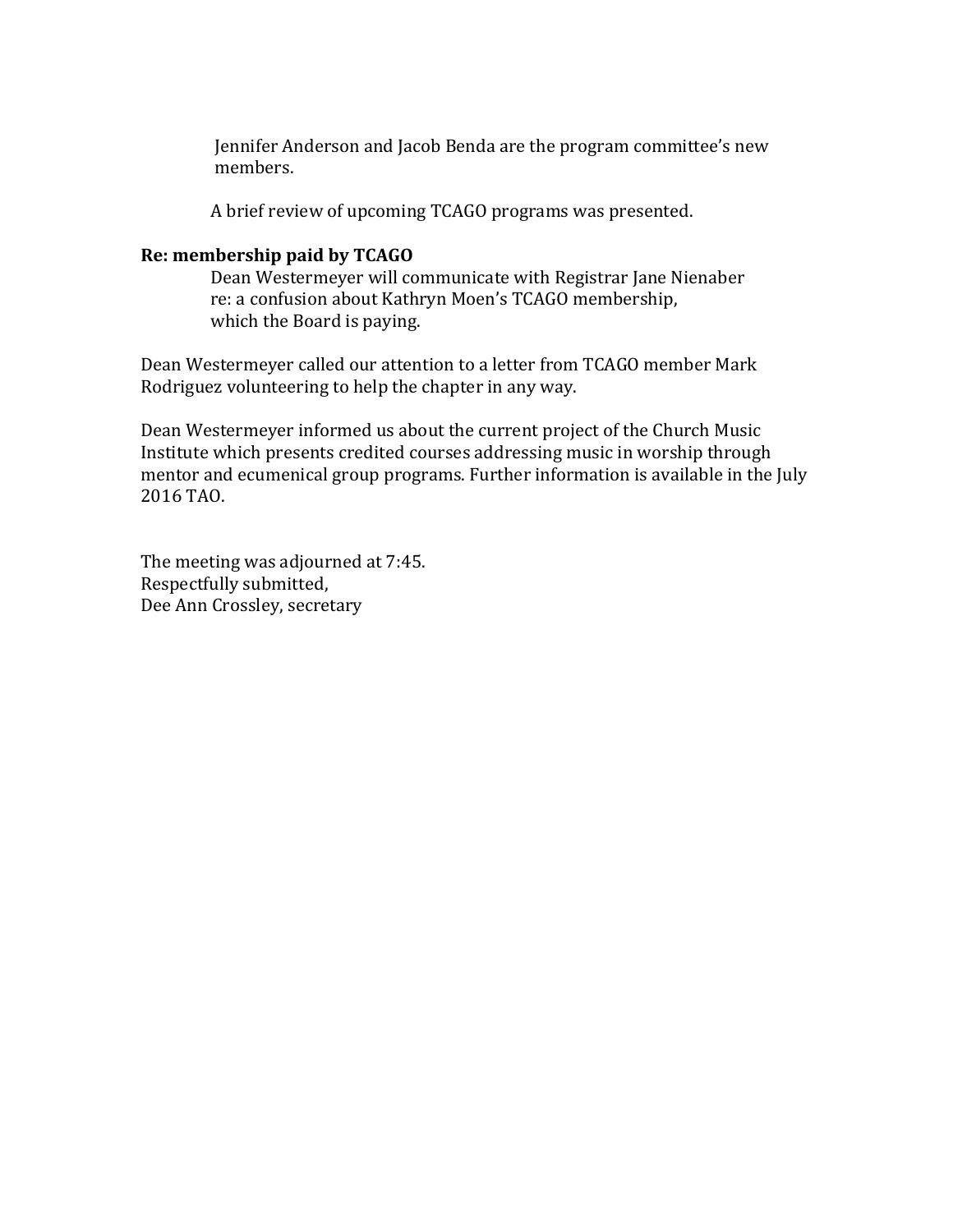Jennifer Anderson and Jacob Benda are the program committee's new members.

A brief review of upcoming TCAGO programs was presented.

**Re: membership paid by TCAGO**

Dean Westermeyer will communicate with Registrar Jane Nienaber re: a confusion about Kathryn Moen's TCAGO membership, which the Board is paying.

Dean Westermeyer called our attention to a letter from TCAGO member Mark Rodriguez volunteering to help the chapter in any way.

Dean Westermeyer informed us about the current project of the Church Music Institute which presents credited courses addressing music in worship through mentor and ecumenical group programs. Further information is available in the July 2016 TAO.

The meeting was adjourned at 7:45.
Respectfully submitted,
Dee Ann Crossley, secretary